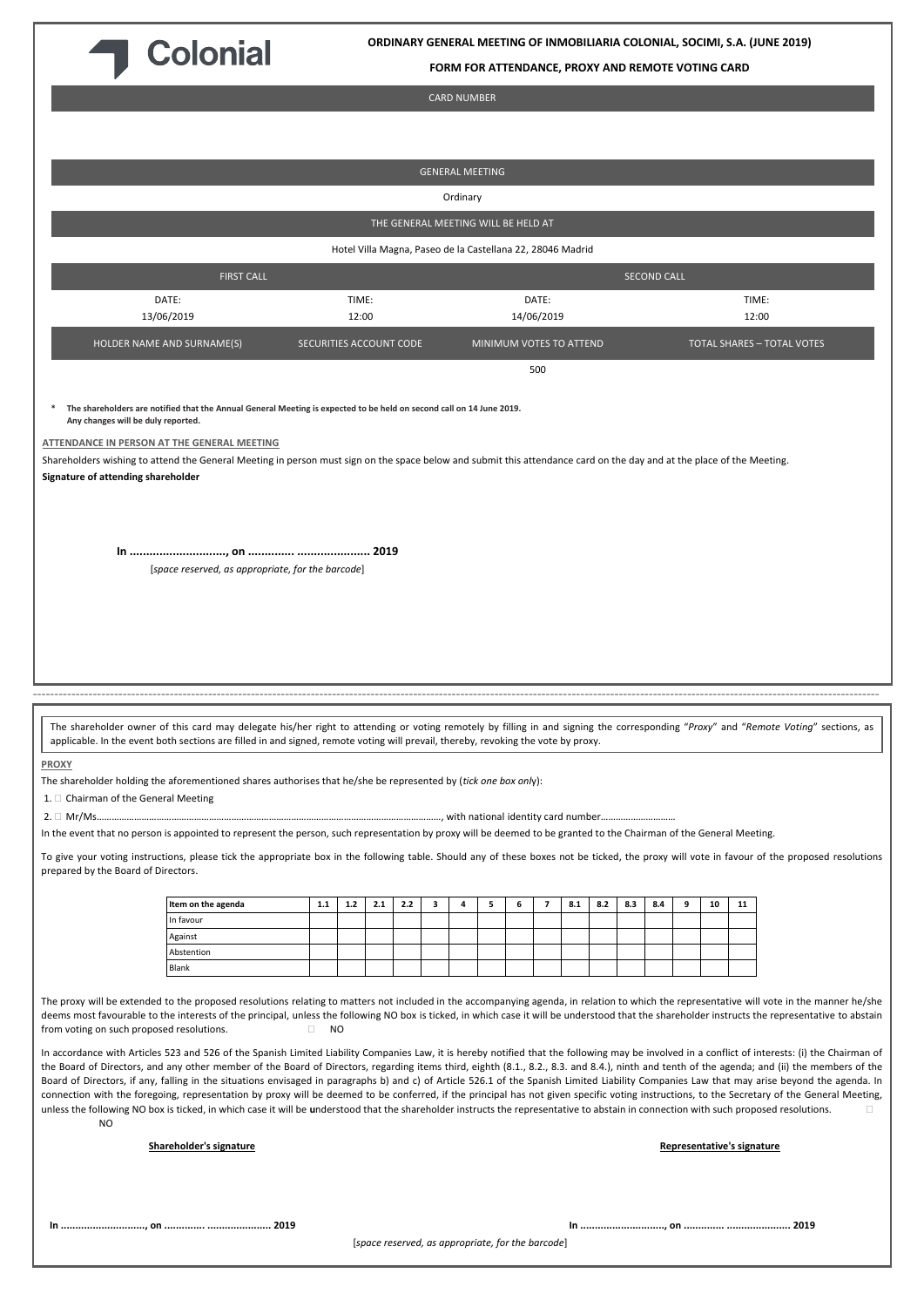Colonial

**ORDINARY GENERAL MEETING OF INMOBILIARIA COLONIAL, SOCIMI, S.A. (JUNE 2019)**

**FORM FOR ATTENDANCE, PROXY AND REMOTE VOTING CARD**

| CARD NUMBER | | | |
|---|---|---|---|
| | | | |
| GENERAL MEETING | | | |
| Ordinary | | | |
| THE GENERAL MEETING WILL BE HELD AT | | | |
| Hotel Villa Magna, Paseo de la Castellana 22, 28046 Madrid | | | |
| FIRST CALL | | SECOND CALL | |
| DATE: 13/06/2019 | TIME: 12:00 | DATE: 14/06/2019 | TIME: 12:00 |
| HOLDER NAME AND SURNAME(S) | SECURITIES ACCOUNT CODE | MINIMUM VOTES TO ATTEND | TOTAL SHARES – TOTAL VOTES |
| | | 500 | |

\* **The shareholders are notified that the Annual General Meeting is expected to be held on second call on 14 June 2019. Any changes will be duly reported.**

**ATTENDANCE IN PERSON AT THE GENERAL MEETING**

Shareholders wishing to attend the General Meeting in person must sign on the space below and submit this attendance card on the day and at the place of the Meeting.

**Signature of attending shareholder**

**In ............................, on ............. ..................... 2019**

[*space reserved, as appropriate, for the barcode*]

---

The shareholder owner of this card may delegate his/her right to attending or voting remotely by filling in and signing the corresponding "*Proxy*" and "*Remote Voting*" sections, as applicable. In the event both sections are filled in and signed, remote voting will prevail, thereby, revoking the vote by proxy.

**PROXY**

The shareholder holding the aforementioned shares authorises that he/she be represented by (*tick one box only*):

1. ☐ Chairman of the General Meeting
2. ☐ Mr/Ms……………………………………………………………………………………………………………………, with national identity card number…………………………

In the event that no person is appointed to represent the person, such representation by proxy will be deemed to be granted to the Chairman of the General Meeting.

To give your voting instructions, please tick the appropriate box in the following table. Should any of these boxes not be ticked, the proxy will vote in favour of the proposed resolutions prepared by the Board of Directors.

| Item on the agenda | 1.1 | 1.2 | 2.1 | 2.2 | 3 | 4 | 5 | 6 | 7 | 8.1 | 8.2 | 8.3 | 8.4 | 9 | 10 | 11 |
|---|---|---|---|---|---|---|---|---|---|---|---|---|---|---|---|---|
| In favour | | | | | | | | | | | | | | | | |
| Against | | | | | | | | | | | | | | | | |
| Abstention | | | | | | | | | | | | | | | | |
| Blank | | | | | | | | | | | | | | | | |

The proxy will be extended to the proposed resolutions relating to matters not included in the accompanying agenda, in relation to which the representative will vote in the manner he/she deems most favourable to the interests of the principal, unless the following NO box is ticked, in which case it will be understood that the shareholder instructs the representative to abstain from voting on such proposed resolutions. ☐ NO

In accordance with Articles 523 and 526 of the Spanish Limited Liability Companies Law, it is hereby notified that the following may be involved in a conflict of interests: (i) the Chairman of the Board of Directors, and any other member of the Board of Directors, regarding items third, eighth (8.1., 8.2., 8.3. and 8.4.), ninth and tenth of the agenda; and (ii) the members of the Board of Directors, if any, falling in the situations envisaged in paragraphs b) and c) of Article 526.1 of the Spanish Limited Liability Companies Law that may arise beyond the agenda. In connection with the foregoing, representation by proxy will be deemed to be conferred, if the principal has not given specific voting instructions, to the Secretary of the General Meeting, unless the following NO box is ticked, in which case it will be understood that the shareholder instructs the representative to abstain in connection with such proposed resolutions. ☐ NO

**Shareholder's signature**

**In ............................, on ............. ..................... 2019**

**Representative's signature**

**In ............................, on ............. ..................... 2019**

[*space reserved, as appropriate, for the barcode*]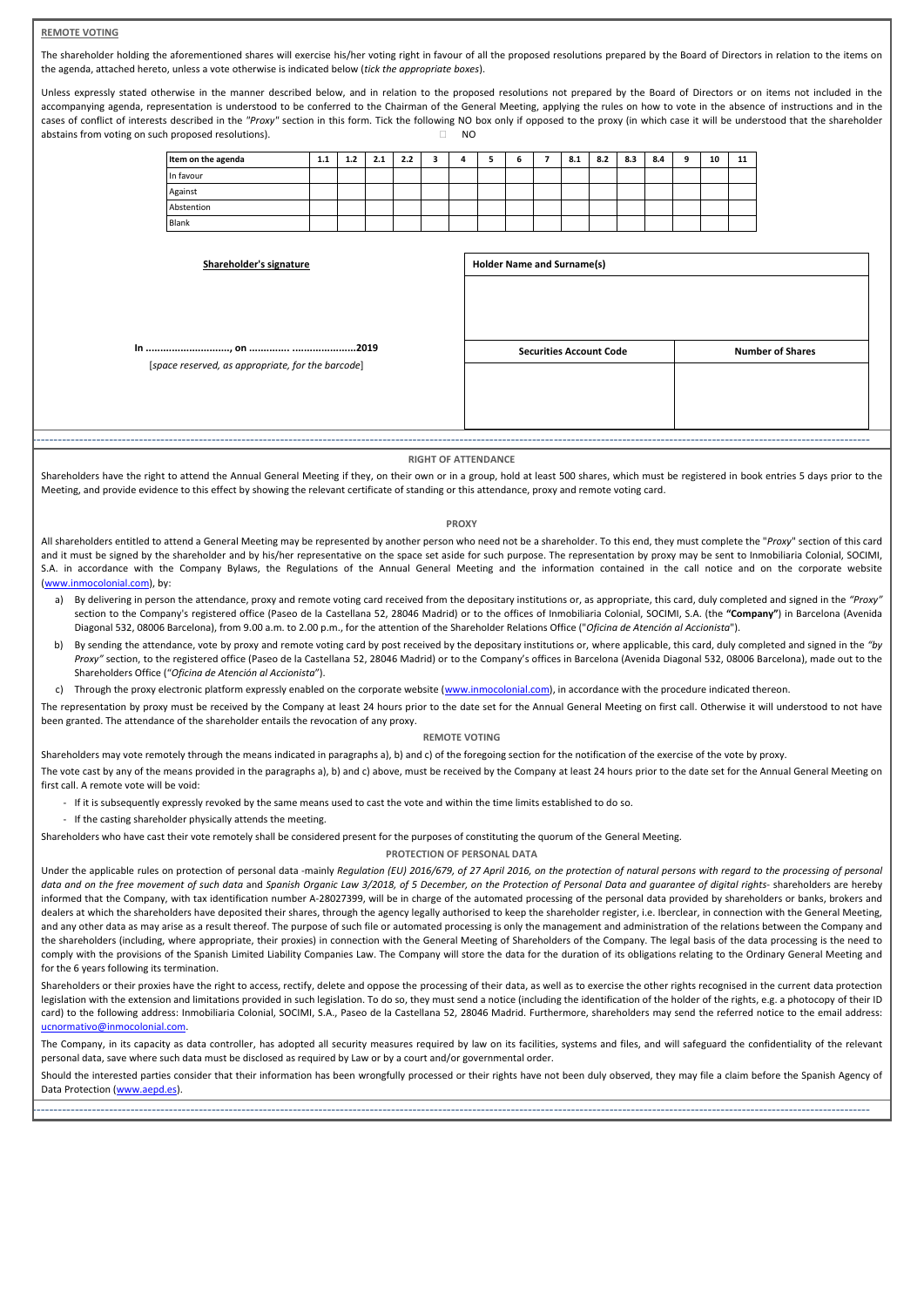**REMOTE VOTING**

The shareholder holding the aforementioned shares will exercise his/her voting right in favour of all the proposed resolutions prepared by the Board of Directors in relation to the items on the agenda, attached hereto, unless a vote otherwise is indicated below (*tick the appropriate boxes*).

Unless expressly stated otherwise in the manner described below, and in relation to the proposed resolutions not prepared by the Board of Directors or on items not included in the accompanying agenda, representation is understood to be conferred to the Chairman of the General Meeting, applying the rules on how to vote in the absence of instructions and in the cases of conflict of interests described in the *"Proxy"* section in this form. Tick the following NO box only if opposed to the proxy (in which case it will be understood that the shareholder abstains from voting on such proposed resolutions). ☐ NO

| Item on the agenda | 1.1 | 1.2 | 2.1 | 2.2 | 3 | 4 | 5 | 6 | 7 | 8.1 | 8.2 | 8.3 | 8.4 | 9 | 10 | 11 |
|---|---|---|---|---|---|---|---|---|---|---|---|---|---|---|---|---|
| In favour | | | | | | | | | | | | | | | | |
| Against | | | | | | | | | | | | | | | | |
| Abstention | | | | | | | | | | | | | | | | |
| Blank | | | | | | | | | | | | | | | | |

**Shareholder's signature**

**In ............................, on ............. ......................2019**

[*space reserved, as appropriate, for the barcode*]

| Holder Name and Surname(s) | |
|---|---|
| | |
| **Securities Account Code** | **Number of Shares** |
| | |

---

**RIGHT OF ATTENDANCE**

Shareholders have the right to attend the Annual General Meeting if they, on their own or in a group, hold at least 500 shares, which must be registered in book entries 5 days prior to the Meeting, and provide evidence to this effect by showing the relevant certificate of standing or this attendance, proxy and remote voting card.

**PROXY**

All shareholders entitled to attend a General Meeting may be represented by another person who need not be a shareholder. To this end, they must complete the "*Proxy*" section of this card and it must be signed by the shareholder and by his/her representative on the space set aside for such purpose. The representation by proxy may be sent to Inmobiliaria Colonial, SOCIMI, S.A. in accordance with the Company Bylaws, the Regulations of the Annual General Meeting and the information contained in the call notice and on the corporate website (www.inmocolonial.com), by:

a) By delivering in person the attendance, proxy and remote voting card received from the depositary institutions or, as appropriate, this card, duly completed and signed in the *"Proxy"* section to the Company's registered office (Paseo de la Castellana 52, 28046 Madrid) or to the offices of Inmobiliaria Colonial, SOCIMI, S.A. (the **"Company"**) in Barcelona (Avenida Diagonal 532, 08006 Barcelona), from 9.00 a.m. to 2.00 p.m., for the attention of the Shareholder Relations Office ("*Oficina de Atención al Accionista*").

b) By sending the attendance, vote by proxy and remote voting card by post received by the depositary institutions or, where applicable, this card, duly completed and signed in the *"by Proxy"* section, to the registered office (Paseo de la Castellana 52, 28046 Madrid) or to the Company's offices in Barcelona (Avenida Diagonal 532, 08006 Barcelona), made out to the Shareholders Office ("*Oficina de Atención al Accionista*").

c) Through the proxy electronic platform expressly enabled on the corporate website (www.inmocolonial.com), in accordance with the procedure indicated thereon.

The representation by proxy must be received by the Company at least 24 hours prior to the date set for the Annual General Meeting on first call. Otherwise it will understood to not have been granted. The attendance of the shareholder entails the revocation of any proxy.

**REMOTE VOTING**

Shareholders may vote remotely through the means indicated in paragraphs a), b) and c) of the foregoing section for the notification of the exercise of the vote by proxy.

The vote cast by any of the means provided in the paragraphs a), b) and c) above, must be received by the Company at least 24 hours prior to the date set for the Annual General Meeting on first call. A remote vote will be void:

- If it is subsequently expressly revoked by the same means used to cast the vote and within the time limits established to do so.
- If the casting shareholder physically attends the meeting.

Shareholders who have cast their vote remotely shall be considered present for the purposes of constituting the quorum of the General Meeting.

**PROTECTION OF PERSONAL DATA**

Under the applicable rules on protection of personal data -mainly *Regulation (EU) 2016/679, of 27 April 2016, on the protection of natural persons with regard to the processing of personal data and on the free movement of such data* and *Spanish Organic Law 3/2018, of 5 December, on the Protection of Personal Data and guarantee of digital rights*- shareholders are hereby informed that the Company, with tax identification number A-28027399, will be in charge of the automated processing of the personal data provided by shareholders or banks, brokers and dealers at which the shareholders have deposited their shares, through the agency legally authorised to keep the shareholder register, i.e. Iberclear, in connection with the General Meeting, and any other data as may arise as a result thereof. The purpose of such file or automated processing is only the management and administration of the relations between the Company and the shareholders (including, where appropriate, their proxies) in connection with the General Meeting of Shareholders of the Company. The legal basis of the data processing is the need to comply with the provisions of the Spanish Limited Liability Companies Law. The Company will store the data for the duration of its obligations relating to the Ordinary General Meeting and for the 6 years following its termination.

Shareholders or their proxies have the right to access, rectify, delete and oppose the processing of their data, as well as to exercise the other rights recognised in the current data protection legislation with the extension and limitations provided in such legislation. To do so, they must send a notice (including the identification of the holder of the rights, e.g. a photocopy of their ID card) to the following address: Inmobiliaria Colonial, SOCIMI, S.A., Paseo de la Castellana 52, 28046 Madrid. Furthermore, shareholders may send the referred notice to the email address: ucnormativo@inmocolonial.com.

The Company, in its capacity as data controller, has adopted all security measures required by law on its facilities, systems and files, and will safeguard the confidentiality of the relevant personal data, save where such data must be disclosed as required by Law or by a court and/or governmental order.

Should the interested parties consider that their information has been wrongfully processed or their rights have not been duly observed, they may file a claim before the Spanish Agency of Data Protection (www.aepd.es).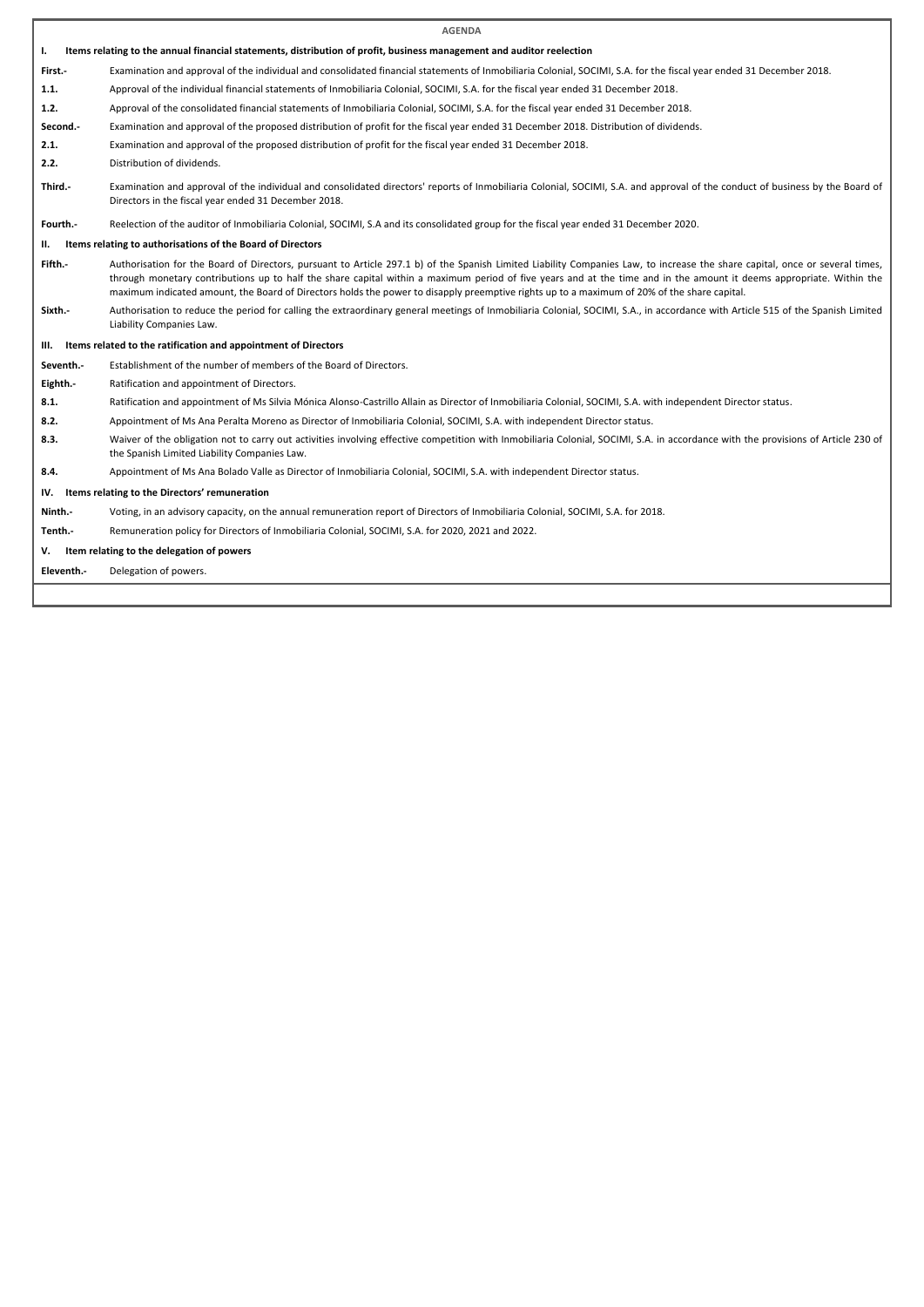## AGENDA

**I. Items relating to the annual financial statements, distribution of profit, business management and auditor reelection**

| | |
|---|---|
| **First.-** | Examination and approval of the individual and consolidated financial statements of Inmobiliaria Colonial, SOCIMI, S.A. for the fiscal year ended 31 December 2018. |
| **1.1.** | Approval of the individual financial statements of Inmobiliaria Colonial, SOCIMI, S.A. for the fiscal year ended 31 December 2018. |
| **1.2.** | Approval of the consolidated financial statements of Inmobiliaria Colonial, SOCIMI, S.A. for the fiscal year ended 31 December 2018. |
| **Second.-** | Examination and approval of the proposed distribution of profit for the fiscal year ended 31 December 2018. Distribution of dividends. |
| **2.1.** | Examination and approval of the proposed distribution of profit for the fiscal year ended 31 December 2018. |
| **2.2.** | Distribution of dividends. |
| **Third.-** | Examination and approval of the individual and consolidated directors' reports of Inmobiliaria Colonial, SOCIMI, S.A. and approval of the conduct of business by the Board of Directors in the fiscal year ended 31 December 2018. |
| **Fourth.-** | Reelection of the auditor of Inmobiliaria Colonial, SOCIMI, S.A and its consolidated group for the fiscal year ended 31 December 2020. |

**II. Items relating to authorisations of the Board of Directors**

| | |
|---|---|
| **Fifth.-** | Authorisation for the Board of Directors, pursuant to Article 297.1 b) of the Spanish Limited Liability Companies Law, to increase the share capital, once or several times, through monetary contributions up to half the share capital within a maximum period of five years and at the time and in the amount it deems appropriate. Within the maximum indicated amount, the Board of Directors holds the power to disapply preemptive rights up to a maximum of 20% of the share capital. |
| **Sixth.-** | Authorisation to reduce the period for calling the extraordinary general meetings of Inmobiliaria Colonial, SOCIMI, S.A., in accordance with Article 515 of the Spanish Limited Liability Companies Law. |

**III. Items related to the ratification and appointment of Directors**

| | |
|---|---|
| **Seventh.-** | Establishment of the number of members of the Board of Directors. |
| **Eighth.-** | Ratification and appointment of Directors. |
| **8.1.** | Ratification and appointment of Ms Silvia Mónica Alonso-Castrillo Allain as Director of Inmobiliaria Colonial, SOCIMI, S.A. with independent Director status. |
| **8.2.** | Appointment of Ms Ana Peralta Moreno as Director of Inmobiliaria Colonial, SOCIMI, S.A. with independent Director status. |
| **8.3.** | Waiver of the obligation not to carry out activities involving effective competition with Inmobiliaria Colonial, SOCIMI, S.A. in accordance with the provisions of Article 230 of the Spanish Limited Liability Companies Law. |
| **8.4.** | Appointment of Ms Ana Bolado Valle as Director of Inmobiliaria Colonial, SOCIMI, S.A. with independent Director status. |

**IV. Items relating to the Directors' remuneration**

| | |
|---|---|
| **Ninth.-** | Voting, in an advisory capacity, on the annual remuneration report of Directors of Inmobiliaria Colonial, SOCIMI, S.A. for 2018. |
| **Tenth.-** | Remuneration policy for Directors of Inmobiliaria Colonial, SOCIMI, S.A. for 2020, 2021 and 2022. |

**V. Item relating to the delegation of powers**

| | |
|---|---|
| **Eleventh.-** | Delegation of powers. |